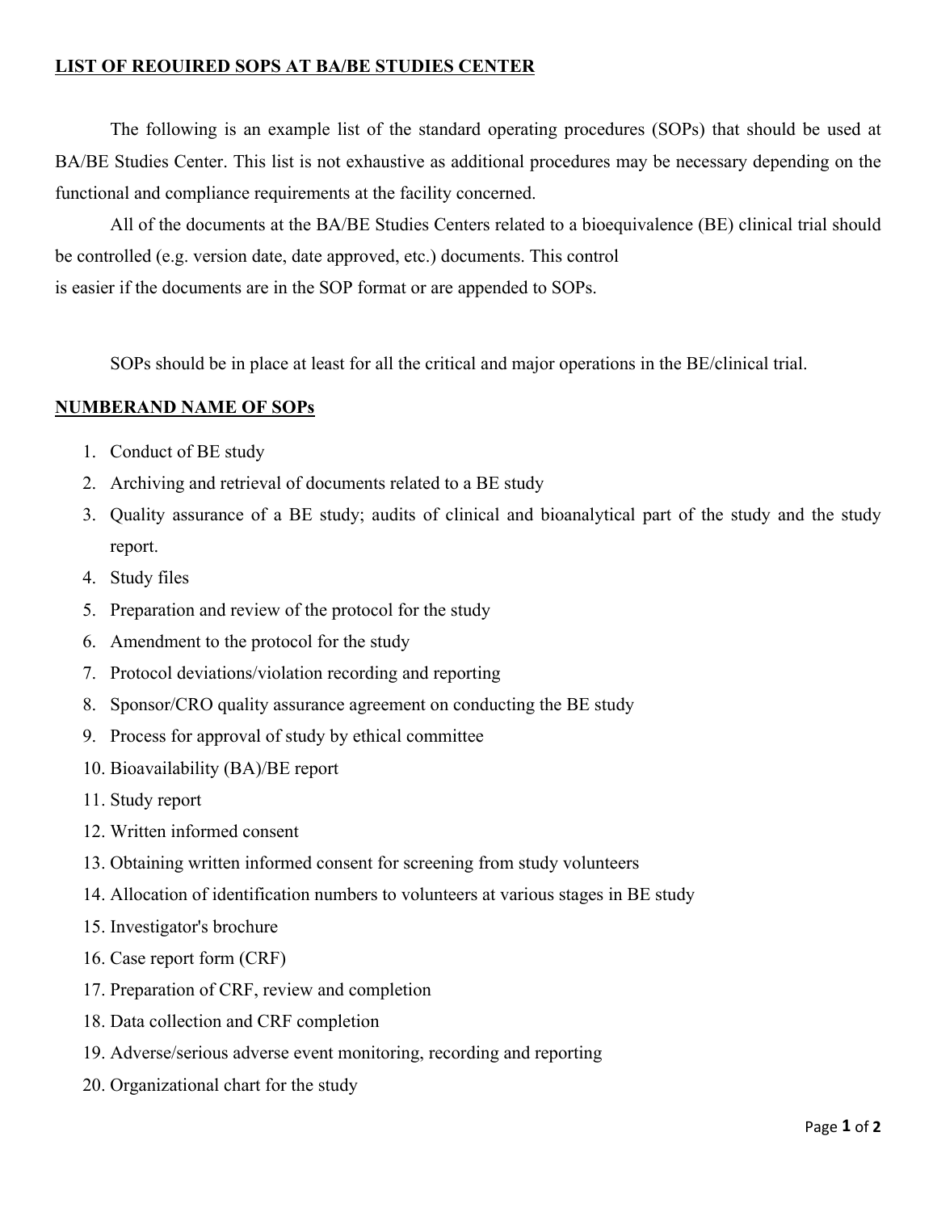## LIST OF REOUIRED SOPS AT BA/BE STUDIES CENTER

The following is an example list of the standard operating procedures (SOPs) that should be used at BA/BE Studies Center. This list is not exhaustive as additional procedures may be necessary depending on the functional and compliance requirements at the facility concerned.

All of the documents at the BA/BE Studies Centers related to a bioequivalence (BE) clinical trial should be controlled (e.g. version date, date approved, etc.) documents. This control is easier if the documents are in the SOP format or are appended to SOPs.

SOPs should be in place at least for all the critical and major operations in the BE/clinical trial.

## NUMBERAND NAME OF SOPs

1. Conduct of BE study
2. Archiving and retrieval of documents related to a BE study
3. Quality assurance of a BE study; audits of clinical and bioanalytical part of the study and the study report.
4. Study files
5. Preparation and review of the protocol for the study
6. Amendment to the protocol for the study
7. Protocol deviations/violation recording and reporting
8. Sponsor/CRO quality assurance agreement on conducting the BE study
9. Process for approval of study by ethical committee
10. Bioavailability (BA)/BE report
11. Study report
12. Written informed consent
13. Obtaining written informed consent for screening from study volunteers
14. Allocation of identification numbers to volunteers at various stages in BE study
15. Investigator's brochure
16. Case report form (CRF)
17. Preparation of CRF, review and completion
18. Data collection and CRF completion
19. Adverse/serious adverse event monitoring, recording and reporting
20. Organizational chart for the study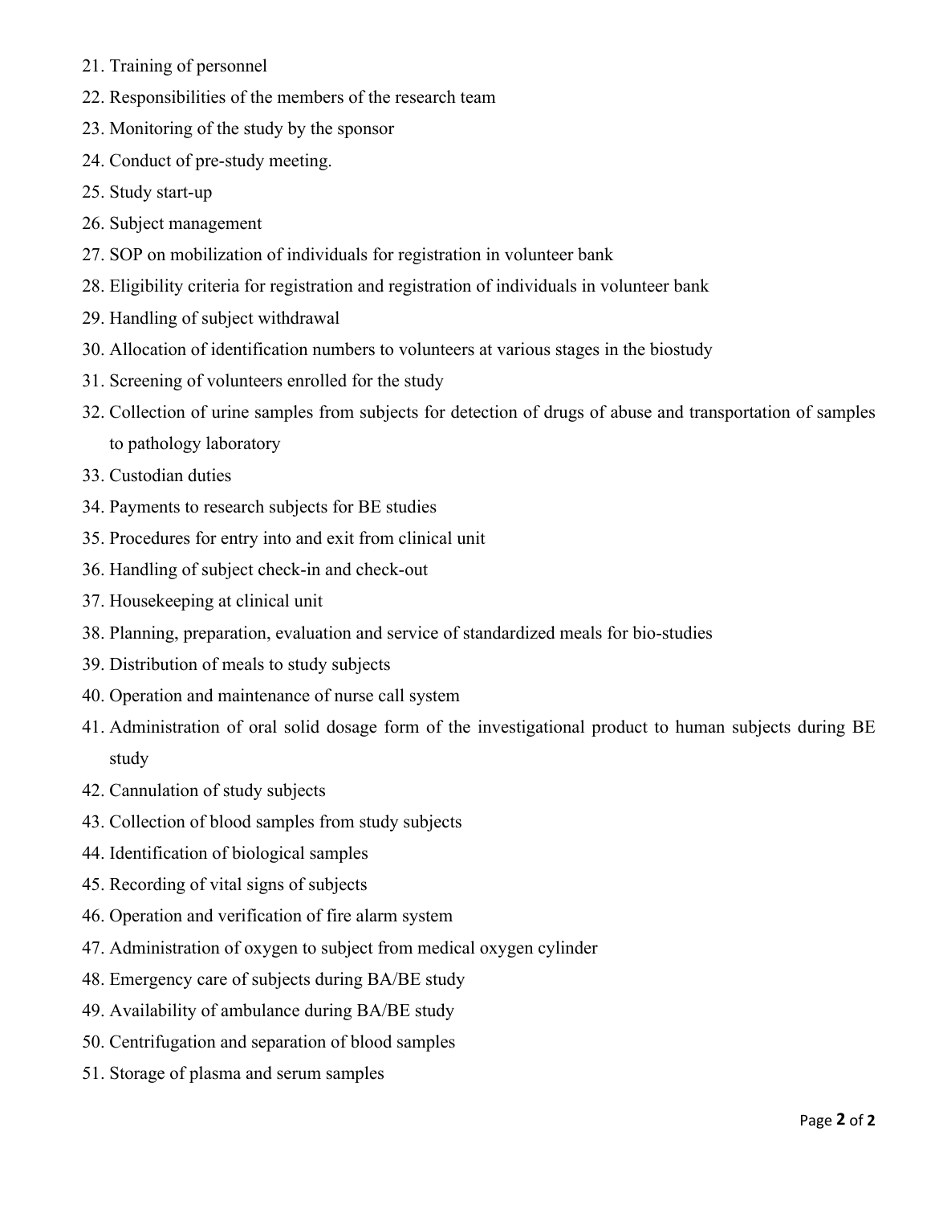21. Training of personnel
22. Responsibilities of the members of the research team
23. Monitoring of the study by the sponsor
24. Conduct of pre-study meeting.
25. Study start-up
26. Subject management
27. SOP on mobilization of individuals for registration in volunteer bank
28. Eligibility criteria for registration and registration of individuals in volunteer bank
29. Handling of subject withdrawal
30. Allocation of identification numbers to volunteers at various stages in the biostudy
31. Screening of volunteers enrolled for the study
32. Collection of urine samples from subjects for detection of drugs of abuse and transportation of samples to pathology laboratory
33. Custodian duties
34. Payments to research subjects for BE studies
35. Procedures for entry into and exit from clinical unit
36. Handling of subject check-in and check-out
37. Housekeeping at clinical unit
38. Planning, preparation, evaluation and service of standardized meals for bio-studies
39. Distribution of meals to study subjects
40. Operation and maintenance of nurse call system
41. Administration of oral solid dosage form of the investigational product to human subjects during BE study
42. Cannulation of study subjects
43. Collection of blood samples from study subjects
44. Identification of biological samples
45. Recording of vital signs of subjects
46. Operation and verification of fire alarm system
47. Administration of oxygen to subject from medical oxygen cylinder
48. Emergency care of subjects during BA/BE study
49. Availability of ambulance during BA/BE study
50. Centrifugation and separation of blood samples
51. Storage of plasma and serum samples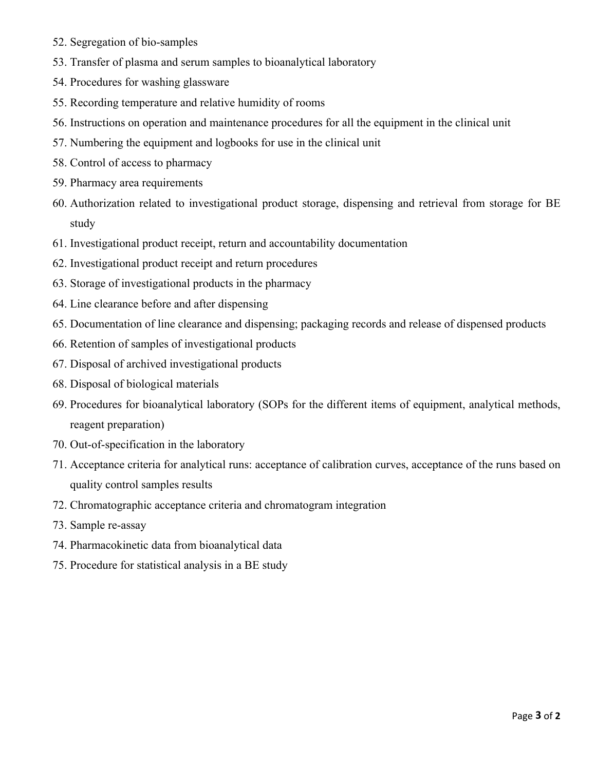52. Segregation of bio-samples
53. Transfer of plasma and serum samples to bioanalytical laboratory
54. Procedures for washing glassware
55. Recording temperature and relative humidity of rooms
56. Instructions on operation and maintenance procedures for all the equipment in the clinical unit
57. Numbering the equipment and logbooks for use in the clinical unit
58. Control of access to pharmacy
59. Pharmacy area requirements
60. Authorization related to investigational product storage, dispensing and retrieval from storage for BE study
61. Investigational product receipt, return and accountability documentation
62. Investigational product receipt and return procedures
63. Storage of investigational products in the pharmacy
64. Line clearance before and after dispensing
65. Documentation of line clearance and dispensing; packaging records and release of dispensed products
66. Retention of samples of investigational products
67. Disposal of archived investigational products
68. Disposal of biological materials
69. Procedures for bioanalytical laboratory (SOPs for the different items of equipment, analytical methods, reagent preparation)
70. Out-of-specification in the laboratory
71. Acceptance criteria for analytical runs: acceptance of calibration curves, acceptance of the runs based on quality control samples results
72. Chromatographic acceptance criteria and chromatogram integration
73. Sample re-assay
74. Pharmacokinetic data from bioanalytical data
75. Procedure for statistical analysis in a BE study